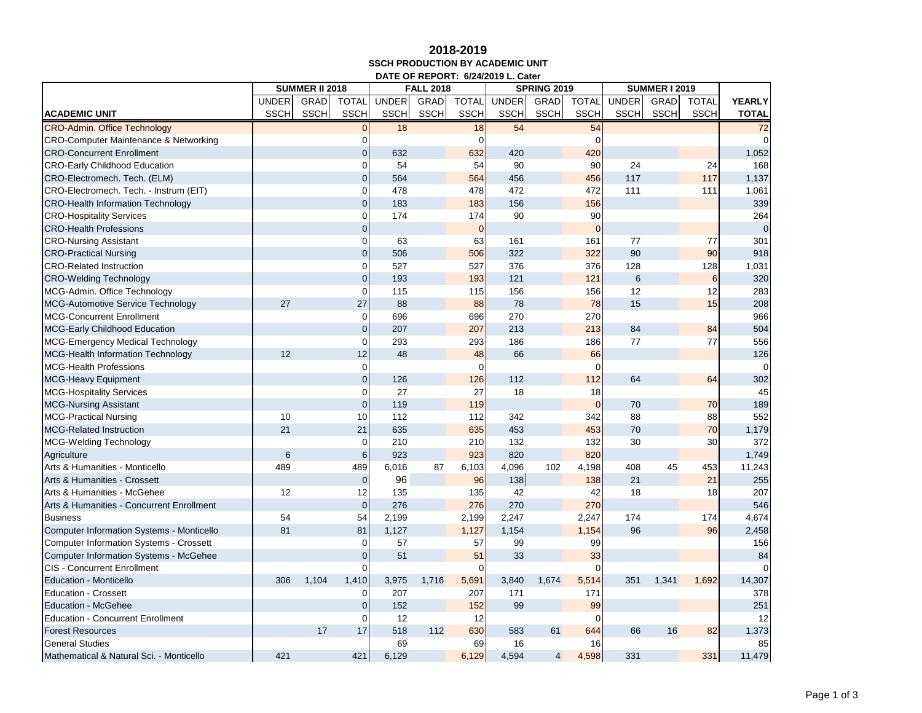# 2018-2019

## SSCH PRODUCTION BY ACADEMIC UNIT

**DATE OF REPORT: 6/24/2019 L. Cater**

| | SUMMER II 2018 | | | FALL 2018 | | | SPRING 2019 | | | SUMMER I 2019 | | | |
|---|---|---|---|---|---|---|---|---|---|---|---|---|---|
| | UNDER | GRAD | TOTAL | UNDER | GRAD | TOTAL | UNDER | GRAD | TOTAL | UNDER | GRAD | TOTAL | YEARLY |
| **ACADEMIC UNIT** | SSCH | SSCH | SSCH | SSCH | SSCH | SSCH | SSCH | SSCH | SSCH | SSCH | SSCH | SSCH | **TOTAL** |
| CRO-Admin. Office Technology | | | 0 | 18 | | 18 | 54 | | 54 | | | | 72 |
| CRO-Computer Maintenance & Networking | | | 0 | | | 0 | | | 0 | | | | 0 |
| CRO-Concurrent Enrollment | | | 0 | 632 | | 632 | 420 | | 420 | | | | 1,052 |
| CRO-Early Childhood Education | | | 0 | 54 | | 54 | 90 | | 90 | 24 | | 24 | 168 |
| CRO-Electromech. Tech. (ELM) | | | 0 | 564 | | 564 | 456 | | 456 | 117 | | 117 | 1,137 |
| CRO-Electromech. Tech. - Instrum (EIT) | | | 0 | 478 | | 478 | 472 | | 472 | 111 | | 111 | 1,061 |
| CRO-Health Information Technology | | | 0 | 183 | | 183 | 156 | | 156 | | | | 339 |
| CRO-Hospitality Services | | | 0 | 174 | | 174 | 90 | | 90 | | | | 264 |
| CRO-Health Professions | | | 0 | | | 0 | | | 0 | | | | 0 |
| CRO-Nursing Assistant | | | 0 | 63 | | 63 | 161 | | 161 | 77 | | 77 | 301 |
| CRO-Practical Nursing | | | 0 | 506 | | 506 | 322 | | 322 | 90 | | 90 | 918 |
| CRO-Related Instruction | | | 0 | 527 | | 527 | 376 | | 376 | 128 | | 128 | 1,031 |
| CRO-Welding Technology | | | 0 | 193 | | 193 | 121 | | 121 | 6 | | 6 | 320 |
| MCG-Admin. Office Technology | | | 0 | 115 | | 115 | 156 | | 156 | 12 | | 12 | 283 |
| MCG-Automotive Service Technology | 27 | | 27 | 88 | | 88 | 78 | | 78 | 15 | | 15 | 208 |
| MCG-Concurrent Enrollment | | | 0 | 696 | | 696 | 270 | | 270 | | | | 966 |
| MCG-Early Childhood Education | | | 0 | 207 | | 207 | 213 | | 213 | 84 | | 84 | 504 |
| MCG-Emergency Medical Technology | | | 0 | 293 | | 293 | 186 | | 186 | 77 | | 77 | 556 |
| MCG-Health Information Technology | 12 | | 12 | 48 | | 48 | 66 | | 66 | | | | 126 |
| MCG-Health Professions | | | 0 | | | 0 | | | 0 | | | | 0 |
| MCG-Heavy Equipment | | | 0 | 126 | | 126 | 112 | | 112 | 64 | | 64 | 302 |
| MCG-Hospitality Services | | | 0 | 27 | | 27 | 18 | | 18 | | | | 45 |
| MCG-Nursing Assistant | | | 0 | 119 | | 119 | | | 0 | 70 | | 70 | 189 |
| MCG-Practical Nursing | 10 | | 10 | 112 | | 112 | 342 | | 342 | 88 | | 88 | 552 |
| MCG-Related Instruction | 21 | | 21 | 635 | | 635 | 453 | | 453 | 70 | | 70 | 1,179 |
| MCG-Welding Technology | | | 0 | 210 | | 210 | 132 | | 132 | 30 | | 30 | 372 |
| Agriculture | 6 | | 6 | 923 | | 923 | 820 | | 820 | | | | 1,749 |
| Arts & Humanities - Monticello | 489 | | 489 | 6,016 | 87 | 6,103 | 4,096 | 102 | 4,198 | 408 | 45 | 453 | 11,243 |
| Arts & Humanities - Crossett | | | 0 | 96 | | 96 | 138 | | 138 | 21 | | 21 | 255 |
| Arts & Humanities - McGehee | 12 | | 12 | 135 | | 135 | 42 | | 42 | 18 | | 18 | 207 |
| Arts & Humanities - Concurrent Enrollment | | | 0 | 276 | | 276 | 270 | | 270 | | | | 546 |
| Business | 54 | | 54 | 2,199 | | 2,199 | 2,247 | | 2,247 | 174 | | 174 | 4,674 |
| Computer Information Systems - Monticello | 81 | | 81 | 1,127 | | 1,127 | 1,154 | | 1,154 | 96 | | 96 | 2,458 |
| Computer Information Systems - Crossett | | | 0 | 57 | | 57 | 99 | | 99 | | | | 156 |
| Computer Information Systems - McGehee | | | 0 | 51 | | 51 | 33 | | 33 | | | | 84 |
| CIS - Concurrent Enrollment | | | 0 | | | 0 | | | 0 | | | | 0 |
| Education - Monticello | 306 | 1,104 | 1,410 | 3,975 | 1,716 | 5,691 | 3,840 | 1,674 | 5,514 | 351 | 1,341 | 1,692 | 14,307 |
| Education - Crossett | | | 0 | 207 | | 207 | 171 | | 171 | | | | 378 |
| Education - McGehee | | | 0 | 152 | | 152 | 99 | | 99 | | | | 251 |
| Education - Concurrent Enrollment | | | 0 | 12 | | 12 | | | 0 | | | | 12 |
| Forest Resources | | 17 | 17 | 518 | 112 | 630 | 583 | 61 | 644 | 66 | 16 | 82 | 1,373 |
| General Studies | | | | 69 | | 69 | 16 | | 16 | | | | 85 |
| Mathematical & Natural Sci. - Monticello | 421 | | 421 | 6,129 | | 6,129 | 4,594 | 4 | 4,598 | 331 | | 331 | 11,479 |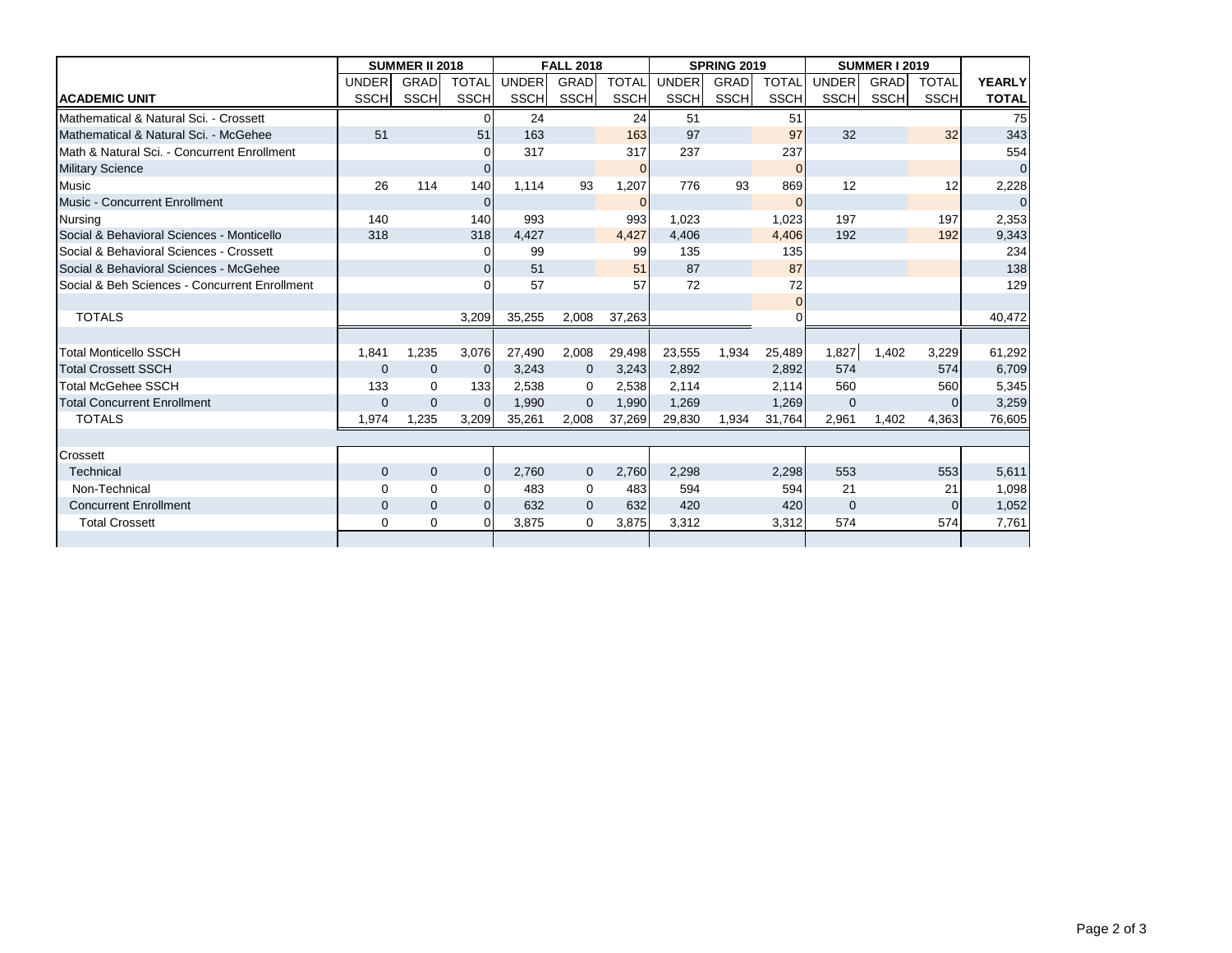| ACADEMIC UNIT | SUMMER II 2018 | | | FALL 2018 | | | SPRING 2019 | | | SUMMER I 2019 | | | YEARLY TOTAL |
|---|---|---|---|---|---|---|---|---|---|---|---|---|---|
| | UNDER SSCH | GRAD SSCH | TOTAL SSCH | UNDER SSCH | GRAD SSCH | TOTAL SSCH | UNDER SSCH | GRAD SSCH | TOTAL SSCH | UNDER SSCH | GRAD SSCH | TOTAL SSCH | |
| Mathematical & Natural Sci. - Crossett | | | 0 | 24 | | 24 | 51 | | 51 | | | | 75 |
| Mathematical & Natural Sci. - McGehee | 51 | | 51 | 163 | | 163 | 97 | | 97 | 32 | | 32 | 343 |
| Math & Natural Sci. - Concurrent Enrollment | | | 0 | 317 | | 317 | 237 | | 237 | | | | 554 |
| Military Science | | | 0 | | | 0 | | | 0 | | | | 0 |
| Music | 26 | 114 | 140 | 1,114 | 93 | 1,207 | 776 | 93 | 869 | 12 | | 12 | 2,228 |
| Music - Concurrent Enrollment | | | 0 | | | 0 | | | 0 | | | | 0 |
| Nursing | 140 | | 140 | 993 | | 993 | 1,023 | | 1,023 | 197 | | 197 | 2,353 |
| Social & Behavioral Sciences - Monticello | 318 | | 318 | 4,427 | | 4,427 | 4,406 | | 4,406 | 192 | | 192 | 9,343 |
| Social & Behavioral Sciences - Crossett | | | 0 | 99 | | 99 | 135 | | 135 | | | | 234 |
| Social & Behavioral Sciences - McGehee | | | 0 | 51 | | 51 | 87 | | 87 | | | | 138 |
| Social & Beh Sciences - Concurrent Enrollment | | | 0 | 57 | | 57 | 72 | | 72 | | | | 129 |
| | | | | | | | | | 0 | | | | |
| TOTALS | | | 3,209 | 35,255 | 2,008 | 37,263 | | | 0 | | | | 40,472 |
| | | | | | | | | | | | | | |
| Total Monticello SSCH | 1,841 | 1,235 | 3,076 | 27,490 | 2,008 | 29,498 | 23,555 | 1,934 | 25,489 | 1,827 | 1,402 | 3,229 | 61,292 |
| Total Crossett SSCH | 0 | 0 | 0 | 3,243 | 0 | 3,243 | 2,892 | | 2,892 | 574 | | 574 | 6,709 |
| Total McGehee SSCH | 133 | 0 | 133 | 2,538 | 0 | 2,538 | 2,114 | | 2,114 | 560 | | 560 | 5,345 |
| Total Concurrent Enrollment | 0 | 0 | 0 | 1,990 | 0 | 1,990 | 1,269 | | 1,269 | 0 | | 0 | 3,259 |
| TOTALS | 1,974 | 1,235 | 3,209 | 35,261 | 2,008 | 37,269 | 29,830 | 1,934 | 31,764 | 2,961 | 1,402 | 4,363 | 76,605 |
| | | | | | | | | | | | | | |
| Crossett | | | | | | | | | | | | | |
| Technical | 0 | 0 | 0 | 2,760 | 0 | 2,760 | 2,298 | | 2,298 | 553 | | 553 | 5,611 |
| Non-Technical | 0 | 0 | 0 | 483 | 0 | 483 | 594 | | 594 | 21 | | 21 | 1,098 |
| Concurrent Enrollment | 0 | 0 | 0 | 632 | 0 | 632 | 420 | | 420 | 0 | | 0 | 1,052 |
| Total Crossett | 0 | 0 | 0 | 3,875 | 0 | 3,875 | 3,312 | | 3,312 | 574 | | 574 | 7,761 |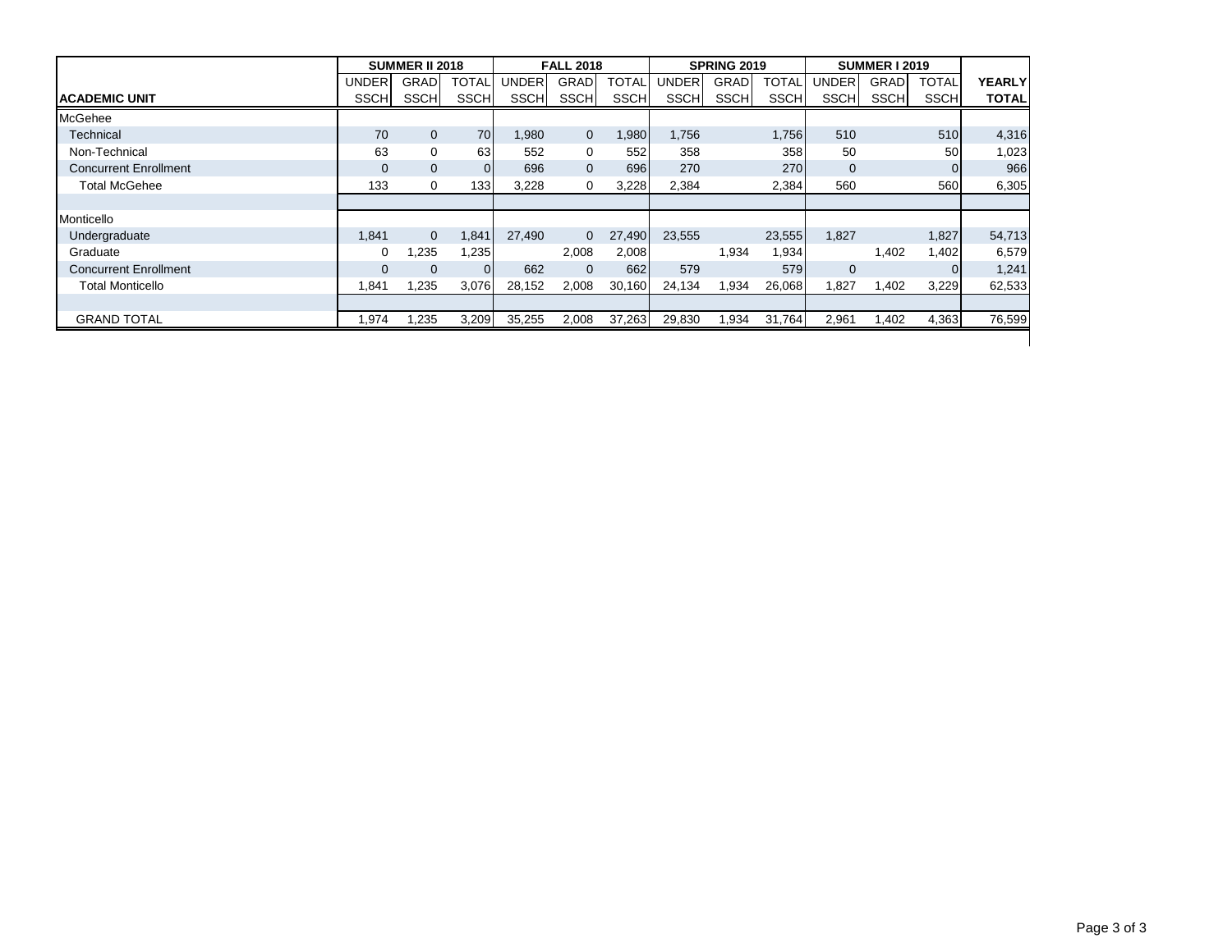| | SUMMER II 2018 | | | FALL 2018 | | | SPRING 2019 | | | SUMMER I 2019 | | | |
|---|---|---|---|---|---|---|---|---|---|---|---|---|---|
| | UNDER | GRAD | TOTAL | UNDER | GRAD | TOTAL | UNDER | GRAD | TOTAL | UNDER | GRAD | TOTAL | YEARLY |
| **ACADEMIC UNIT** | SSCH | SSCH | SSCH | SSCH | SSCH | SSCH | SSCH | SSCH | SSCH | SSCH | SSCH | SSCH | **TOTAL** |
| McGehee | | | | | | | | | | | | | |
| Technical | 70 | 0 | 70 | 1,980 | 0 | 1,980 | 1,756 | | 1,756 | 510 | | 510 | 4,316 |
| Non-Technical | 63 | 0 | 63 | 552 | 0 | 552 | 358 | | 358 | 50 | | 50 | 1,023 |
| Concurrent Enrollment | 0 | 0 | 0 | 696 | 0 | 696 | 270 | | 270 | 0 | | 0 | 966 |
| Total McGehee | 133 | 0 | 133 | 3,228 | 0 | 3,228 | 2,384 | | 2,384 | 560 | | 560 | 6,305 |
| | | | | | | | | | | | | | |
| Monticello | | | | | | | | | | | | | |
| Undergraduate | 1,841 | 0 | 1,841 | 27,490 | 0 | 27,490 | 23,555 | | 23,555 | 1,827 | | 1,827 | 54,713 |
| Graduate | 0 | 1,235 | 1,235 | | 2,008 | 2,008 | | 1,934 | 1,934 | | 1,402 | 1,402 | 6,579 |
| Concurrent Enrollment | 0 | 0 | 0 | 662 | 0 | 662 | 579 | | 579 | 0 | | 0 | 1,241 |
| Total Monticello | 1,841 | 1,235 | 3,076 | 28,152 | 2,008 | 30,160 | 24,134 | 1,934 | 26,068 | 1,827 | 1,402 | 3,229 | 62,533 |
| | | | | | | | | | | | | | |
| GRAND TOTAL | 1,974 | 1,235 | 3,209 | 35,255 | 2,008 | 37,263 | 29,830 | 1,934 | 31,764 | 2,961 | 1,402 | 4,363 | 76,599 |